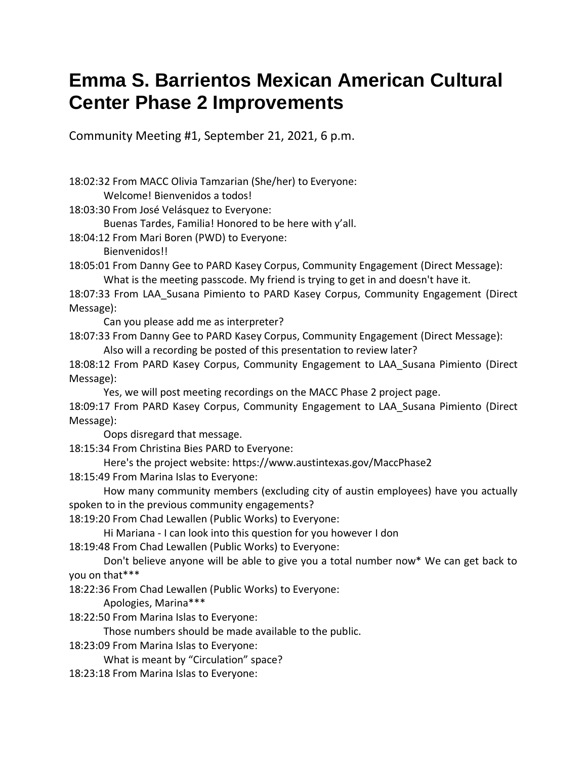# Emma S. Barrientos Mexican American Cultural Center Phase 2 Improvements

Community Meeting #1, September 21, 2021, 6 p.m.

18:02:32 From MACC Olivia Tamzarian (She/her) to Everyone:
Welcome! Bienvenidos a todos!

18:03:30 From José Velásquez to Everyone:
Buenas Tardes, Familia! Honored to be here with y'all.

18:04:12 From Mari Boren (PWD) to Everyone:
Bienvenidos!!

18:05:01 From Danny Gee to PARD Kasey Corpus, Community Engagement (Direct Message):
What is the meeting passcode. My friend is trying to get in and doesn't have it.

18:07:33 From LAA_Susana Pimiento to PARD Kasey Corpus, Community Engagement (Direct Message):
Can you please add me as interpreter?

18:07:33 From Danny Gee to PARD Kasey Corpus, Community Engagement (Direct Message):
Also will a recording be posted of this presentation to review later?

18:08:12 From PARD Kasey Corpus, Community Engagement to LAA_Susana Pimiento (Direct Message):
Yes, we will post meeting recordings on the MACC Phase 2 project page.

18:09:17 From PARD Kasey Corpus, Community Engagement to LAA_Susana Pimiento (Direct Message):
Oops disregard that message.

18:15:34 From Christina Bies PARD to Everyone:
Here's the project website: https://www.austintexas.gov/MaccPhase2

18:15:49 From Marina Islas to Everyone:
How many community members (excluding city of austin employees) have you actually spoken to in the previous community engagements?

18:19:20 From Chad Lewallen (Public Works) to Everyone:
Hi Mariana - I can look into this question for you however I don

18:19:48 From Chad Lewallen (Public Works) to Everyone:
Don't believe anyone will be able to give you a total number now* We can get back to you on that***

18:22:36 From Chad Lewallen (Public Works) to Everyone:
Apologies, Marina***

18:22:50 From Marina Islas to Everyone:
Those numbers should be made available to the public.

18:23:09 From Marina Islas to Everyone:
What is meant by "Circulation" space?

18:23:18 From Marina Islas to Everyone: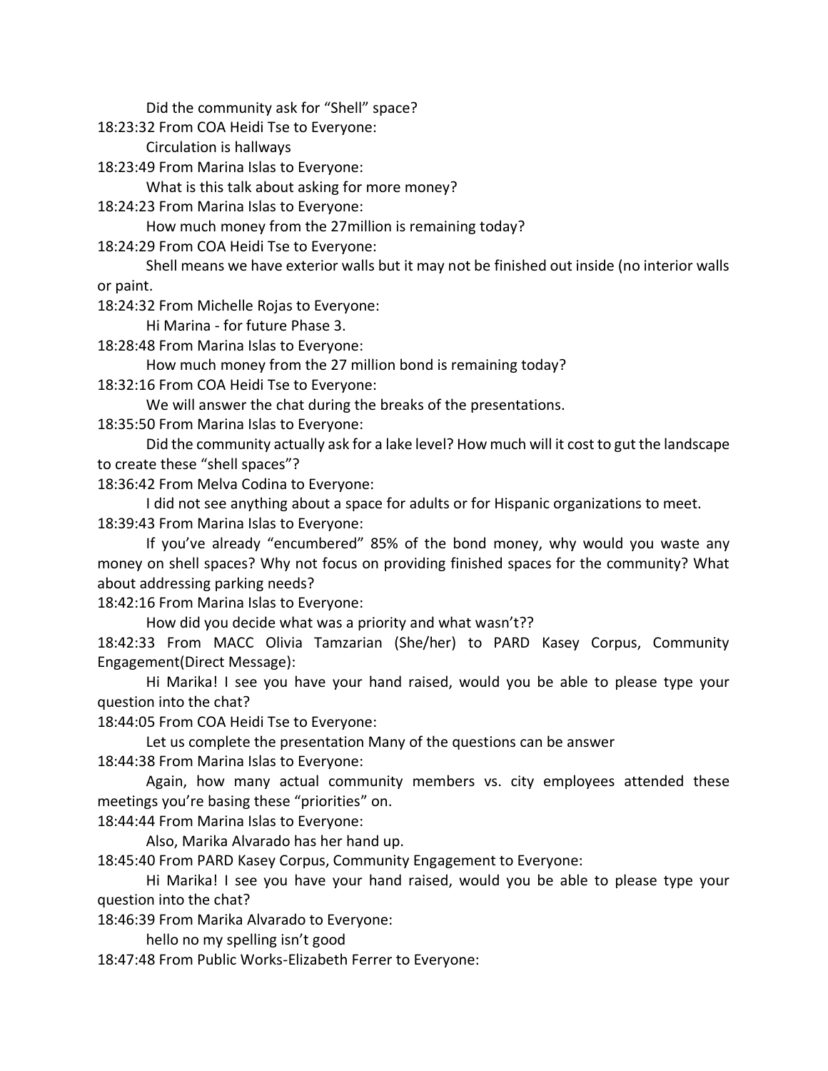Did the community ask for “Shell” space?

18:23:32 From COA Heidi Tse to Everyone:

Circulation is hallways

18:23:49 From Marina Islas to Everyone:

What is this talk about asking for more money?

18:24:23 From Marina Islas to Everyone:

How much money from the 27million is remaining today?

18:24:29 From COA Heidi Tse to Everyone:

Shell means we have exterior walls but it may not be finished out inside (no interior walls or paint.

18:24:32 From Michelle Rojas to Everyone:

Hi Marina - for future Phase 3.

18:28:48 From Marina Islas to Everyone:

How much money from the 27 million bond is remaining today?

18:32:16 From COA Heidi Tse to Everyone:

We will answer the chat during the breaks of the presentations.

18:35:50 From Marina Islas to Everyone:

Did the community actually ask for a lake level? How much will it cost to gut the landscape to create these “shell spaces”?

18:36:42 From Melva Codina to Everyone:

I did not see anything about a space for adults or for Hispanic organizations to meet.

18:39:43 From Marina Islas to Everyone:

If you’ve already “encumbered” 85% of the bond money, why would you waste any money on shell spaces? Why not focus on providing finished spaces for the community? What about addressing parking needs?

18:42:16 From Marina Islas to Everyone:

How did you decide what was a priority and what wasn’t??

18:42:33 From MACC Olivia Tamzarian (She/her) to PARD Kasey Corpus, Community Engagement(Direct Message):

Hi Marika! I see you have your hand raised, would you be able to please type your question into the chat?

18:44:05 From COA Heidi Tse to Everyone:

Let us complete the presentation Many of the questions can be answer

18:44:38 From Marina Islas to Everyone:

Again, how many actual community members vs. city employees attended these meetings you’re basing these “priorities” on.

18:44:44 From Marina Islas to Everyone:

Also, Marika Alvarado has her hand up.

18:45:40 From PARD Kasey Corpus, Community Engagement to Everyone:

Hi Marika! I see you have your hand raised, would you be able to please type your question into the chat?

18:46:39 From Marika Alvarado to Everyone:

hello no my spelling isn’t good

18:47:48 From Public Works-Elizabeth Ferrer to Everyone: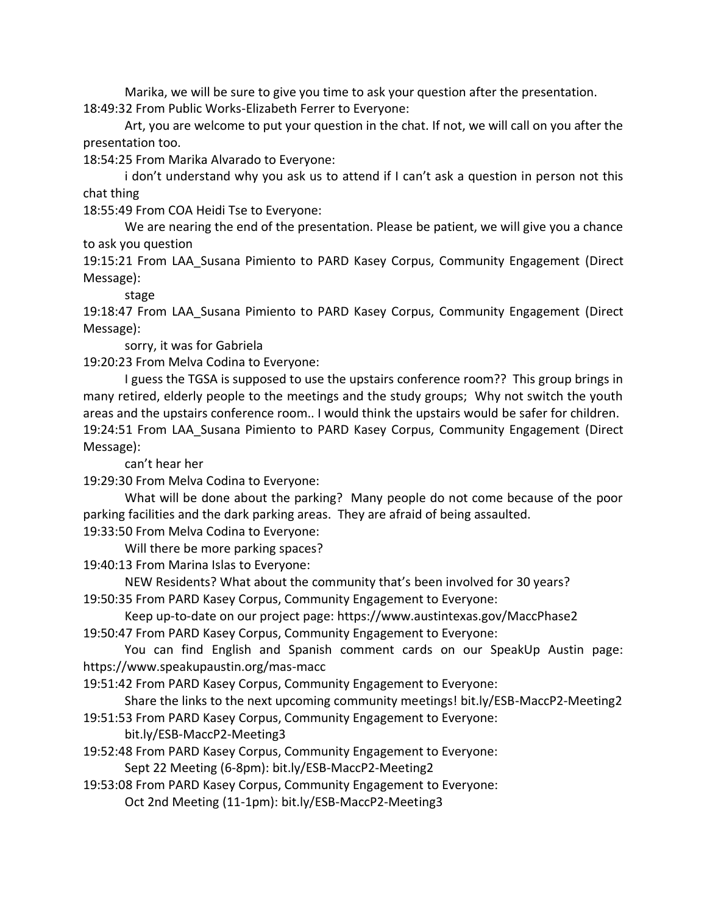Marika, we will be sure to give you time to ask your question after the presentation.

18:49:32 From Public Works-Elizabeth Ferrer to Everyone:

Art, you are welcome to put your question in the chat. If not, we will call on you after the presentation too.

18:54:25 From Marika Alvarado to Everyone:

i don't understand why you ask us to attend if I can't ask a question in person not this chat thing

18:55:49 From COA Heidi Tse to Everyone:

We are nearing the end of the presentation. Please be patient, we will give you a chance to ask you question

19:15:21 From LAA_Susana Pimiento to PARD Kasey Corpus, Community Engagement (Direct Message):

stage

19:18:47 From LAA_Susana Pimiento to PARD Kasey Corpus, Community Engagement (Direct Message):

sorry, it was for Gabriela

19:20:23 From Melva Codina to Everyone:

I guess the TGSA is supposed to use the upstairs conference room?? This group brings in many retired, elderly people to the meetings and the study groups; Why not switch the youth areas and the upstairs conference room.. I would think the upstairs would be safer for children.

19:24:51 From LAA_Susana Pimiento to PARD Kasey Corpus, Community Engagement (Direct Message):

can't hear her

19:29:30 From Melva Codina to Everyone:

What will be done about the parking? Many people do not come because of the poor parking facilities and the dark parking areas. They are afraid of being assaulted.

19:33:50 From Melva Codina to Everyone:

Will there be more parking spaces?

19:40:13 From Marina Islas to Everyone:

NEW Residents? What about the community that's been involved for 30 years?

19:50:35 From PARD Kasey Corpus, Community Engagement to Everyone:

Keep up-to-date on our project page: https://www.austintexas.gov/MaccPhase2

19:50:47 From PARD Kasey Corpus, Community Engagement to Everyone:

You can find English and Spanish comment cards on our SpeakUp Austin page: https://www.speakupaustin.org/mas-macc

19:51:42 From PARD Kasey Corpus, Community Engagement to Everyone:

Share the links to the next upcoming community meetings! bit.ly/ESB-MaccP2-Meeting2

19:51:53 From PARD Kasey Corpus, Community Engagement to Everyone:

bit.ly/ESB-MaccP2-Meeting3

19:52:48 From PARD Kasey Corpus, Community Engagement to Everyone:

Sept 22 Meeting (6-8pm): bit.ly/ESB-MaccP2-Meeting2

19:53:08 From PARD Kasey Corpus, Community Engagement to Everyone:

Oct 2nd Meeting (11-1pm): bit.ly/ESB-MaccP2-Meeting3